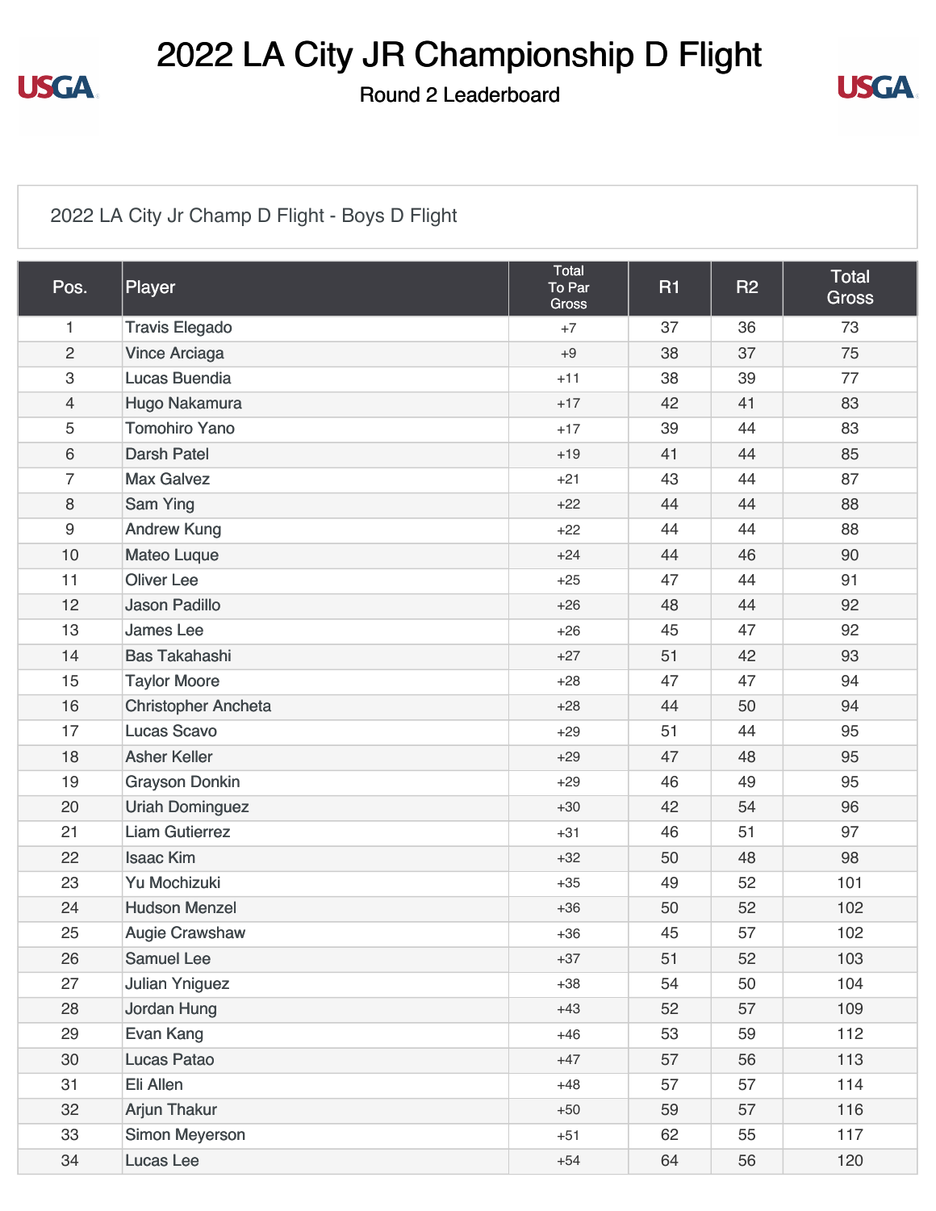# 2022 LA City JR Championship D Flight

## Round 2 Leaderboard

2022 LA City Jr Champ D Flight - Boys D Flight

| Pos. | Player | Total To Par Gross | R1 | R2 | Total Gross |
|---|---|---|---|---|---|
| 1 | Travis Elegado | +7 | 37 | 36 | 73 |
| 2 | Vince Arciaga | +9 | 38 | 37 | 75 |
| 3 | Lucas Buendia | +11 | 38 | 39 | 77 |
| 4 | Hugo Nakamura | +17 | 42 | 41 | 83 |
| 5 | Tomohiro Yano | +17 | 39 | 44 | 83 |
| 6 | Darsh Patel | +19 | 41 | 44 | 85 |
| 7 | Max Galvez | +21 | 43 | 44 | 87 |
| 8 | Sam Ying | +22 | 44 | 44 | 88 |
| 9 | Andrew Kung | +22 | 44 | 44 | 88 |
| 10 | Mateo Luque | +24 | 44 | 46 | 90 |
| 11 | Oliver Lee | +25 | 47 | 44 | 91 |
| 12 | Jason Padillo | +26 | 48 | 44 | 92 |
| 13 | James Lee | +26 | 45 | 47 | 92 |
| 14 | Bas Takahashi | +27 | 51 | 42 | 93 |
| 15 | Taylor Moore | +28 | 47 | 47 | 94 |
| 16 | Christopher Ancheta | +28 | 44 | 50 | 94 |
| 17 | Lucas Scavo | +29 | 51 | 44 | 95 |
| 18 | Asher Keller | +29 | 47 | 48 | 95 |
| 19 | Grayson Donkin | +29 | 46 | 49 | 95 |
| 20 | Uriah Dominguez | +30 | 42 | 54 | 96 |
| 21 | Liam Gutierrez | +31 | 46 | 51 | 97 |
| 22 | Isaac Kim | +32 | 50 | 48 | 98 |
| 23 | Yu Mochizuki | +35 | 49 | 52 | 101 |
| 24 | Hudson Menzel | +36 | 50 | 52 | 102 |
| 25 | Augie Crawshaw | +36 | 45 | 57 | 102 |
| 26 | Samuel Lee | +37 | 51 | 52 | 103 |
| 27 | Julian Yniguez | +38 | 54 | 50 | 104 |
| 28 | Jordan Hung | +43 | 52 | 57 | 109 |
| 29 | Evan Kang | +46 | 53 | 59 | 112 |
| 30 | Lucas Patao | +47 | 57 | 56 | 113 |
| 31 | Eli Allen | +48 | 57 | 57 | 114 |
| 32 | Arjun Thakur | +50 | 59 | 57 | 116 |
| 33 | Simon Meyerson | +51 | 62 | 55 | 117 |
| 34 | Lucas Lee | +54 | 64 | 56 | 120 |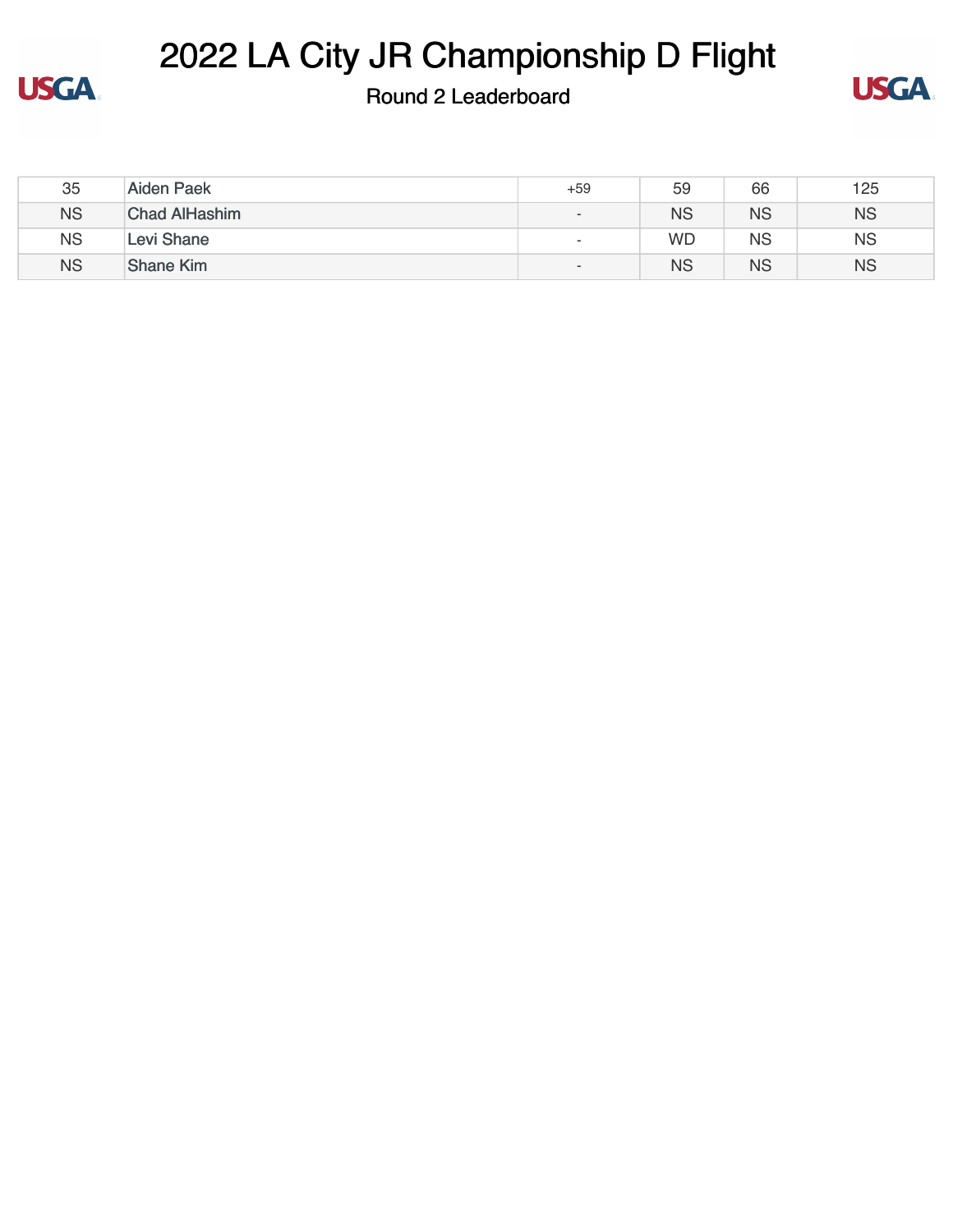# 2022 LA City JR Championship D Flight

Round 2 Leaderboard

| | | | | | |
|---|---|---|---|---|---|
| 35 | Aiden Paek | +59 | 59 | 66 | 125 |
| NS | Chad AlHashim | - | NS | NS | NS |
| NS | Levi Shane | - | WD | NS | NS |
| NS | Shane Kim | - | NS | NS | NS |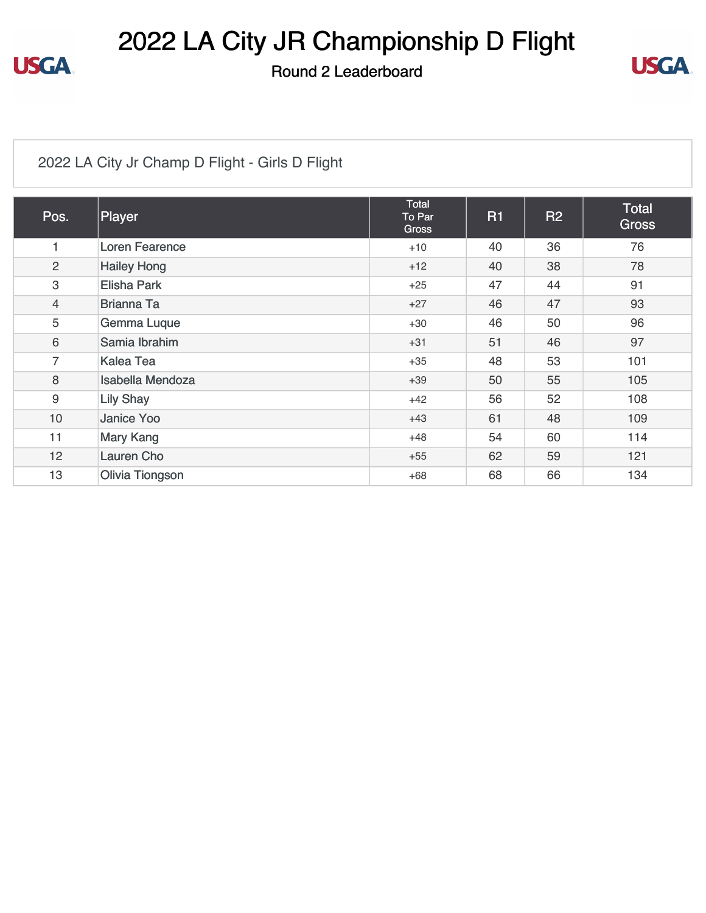# 2022 LA City JR Championship D Flight

## Round 2 Leaderboard

2022 LA City Jr Champ D Flight - Girls D Flight

| Pos. | Player | Total To Par Gross | R1 | R2 | Total Gross |
|---|---|---|---|---|---|
| 1 | Loren Fearence | +10 | 40 | 36 | 76 |
| 2 | Hailey Hong | +12 | 40 | 38 | 78 |
| 3 | Elisha Park | +25 | 47 | 44 | 91 |
| 4 | Brianna Ta | +27 | 46 | 47 | 93 |
| 5 | Gemma Luque | +30 | 46 | 50 | 96 |
| 6 | Samia Ibrahim | +31 | 51 | 46 | 97 |
| 7 | Kalea Tea | +35 | 48 | 53 | 101 |
| 8 | Isabella Mendoza | +39 | 50 | 55 | 105 |
| 9 | Lily Shay | +42 | 56 | 52 | 108 |
| 10 | Janice Yoo | +43 | 61 | 48 | 109 |
| 11 | Mary Kang | +48 | 54 | 60 | 114 |
| 12 | Lauren Cho | +55 | 62 | 59 | 121 |
| 13 | Olivia Tiongson | +68 | 68 | 66 | 134 |